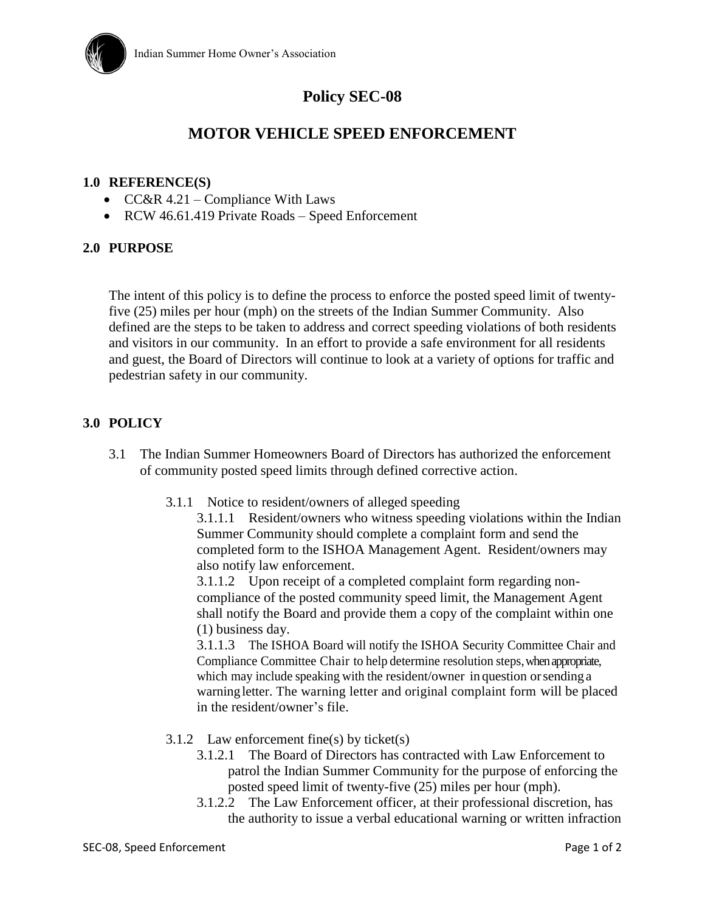Indian Summer Home Owner's Association

# Policy SEC-08

# MOTOR VEHICLE SPEED ENFORCEMENT

## 1.0 REFERENCE(S)

- CC&R 4.21 – Compliance With Laws
- RCW 46.61.419 Private Roads – Speed Enforcement

## 2.0 PURPOSE

The intent of this policy is to define the process to enforce the posted speed limit of twenty-five (25) miles per hour (mph) on the streets of the Indian Summer Community. Also defined are the steps to be taken to address and correct speeding violations of both residents and visitors in our community. In an effort to provide a safe environment for all residents and guest, the Board of Directors will continue to look at a variety of options for traffic and pedestrian safety in our community.

## 3.0 POLICY

3.1 The Indian Summer Homeowners Board of Directors has authorized the enforcement of community posted speed limits through defined corrective action.

3.1.1 Notice to resident/owners of alleged speeding

3.1.1.1 Resident/owners who witness speeding violations within the Indian Summer Community should complete a complaint form and send the completed form to the ISHOA Management Agent. Resident/owners may also notify law enforcement.

3.1.1.2 Upon receipt of a completed complaint form regarding non-compliance of the posted community speed limit, the Management Agent shall notify the Board and provide them a copy of the complaint within one (1) business day.

3.1.1.3 The ISHOA Board will notify the ISHOA Security Committee Chair and Compliance Committee Chair to help determine resolution steps, when appropriate, which may include speaking with the resident/owner in question or sending a warning letter. The warning letter and original complaint form will be placed in the resident/owner's file.

3.1.2 Law enforcement fine(s) by ticket(s)

3.1.2.1 The Board of Directors has contracted with Law Enforcement to patrol the Indian Summer Community for the purpose of enforcing the posted speed limit of twenty-five (25) miles per hour (mph).

3.1.2.2 The Law Enforcement officer, at their professional discretion, has the authority to issue a verbal educational warning or written infraction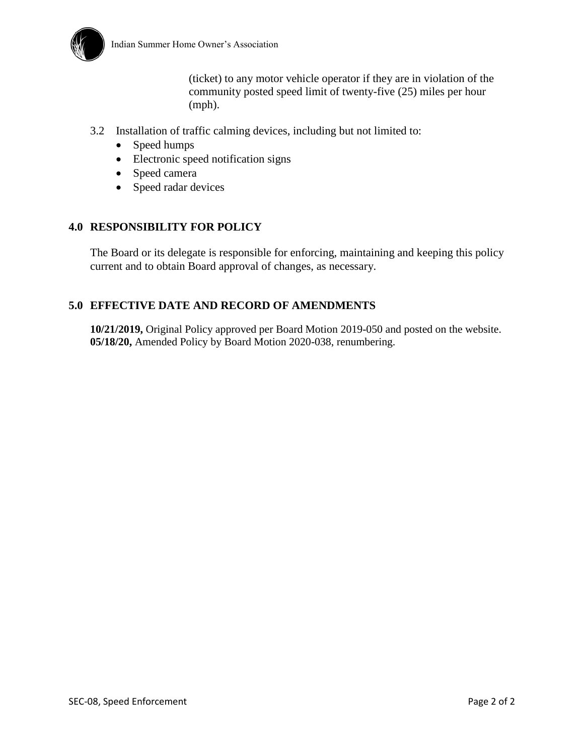(ticket) to any motor vehicle operator if they are in violation of the community posted speed limit of twenty-five (25) miles per hour (mph).

3.2 Installation of traffic calming devices, including but not limited to:

- Speed humps
- Electronic speed notification signs
- Speed camera
- Speed radar devices

## 4.0 RESPONSIBILITY FOR POLICY

The Board or its delegate is responsible for enforcing, maintaining and keeping this policy current and to obtain Board approval of changes, as necessary.

## 5.0 EFFECTIVE DATE AND RECORD OF AMENDMENTS

**10/21/2019,** Original Policy approved per Board Motion 2019-050 and posted on the website.
**05/18/20,** Amended Policy by Board Motion 2020-038, renumbering.